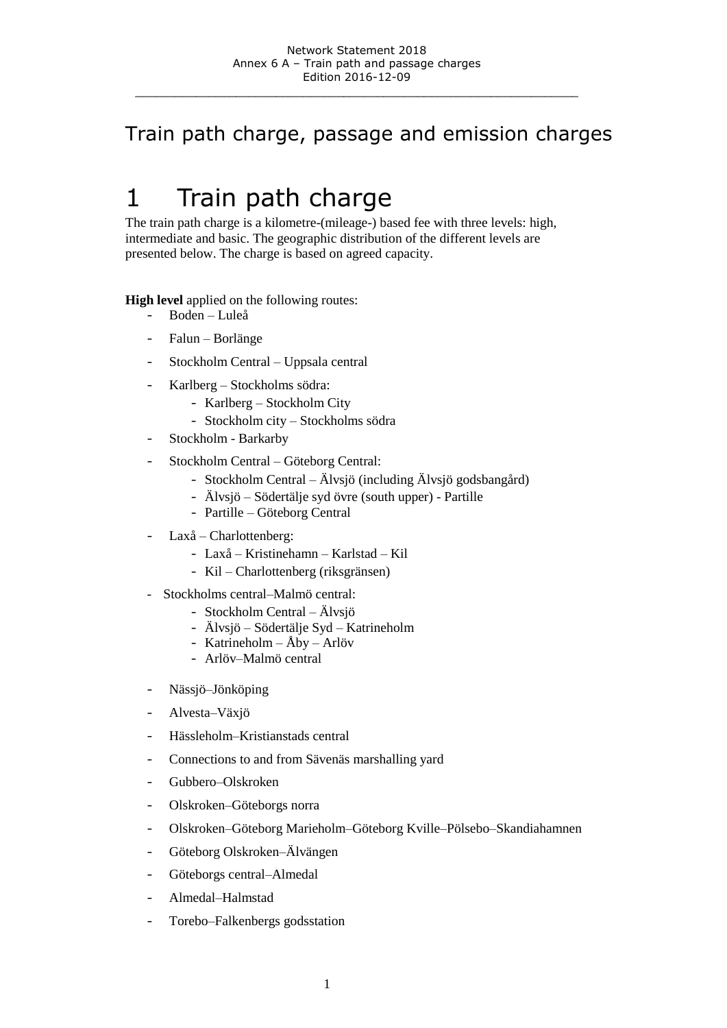# Train path charge, passage and emission charges

# 1 Train path charge

The train path charge is a kilometre-(mileage-) based fee with three levels: high, intermediate and basic. The geographic distribution of the different levels are presented below. The charge is based on agreed capacity.

**High level** applied on the following routes:

- Boden – Luleå
- Falun – Borlänge
- Stockholm Central – Uppsala central
- Karlberg – Stockholms södra:
  - Karlberg – Stockholm City
  - Stockholm city – Stockholms södra
- Stockholm - Barkarby
- Stockholm Central – Göteborg Central:
  - Stockholm Central – Älvsjö (including Älvsjö godsbangård)
  - Älvsjö – Södertälje syd övre (south upper) - Partille
  - Partille – Göteborg Central
- Laxå – Charlottenberg:
  - Laxå – Kristinehamn – Karlstad – Kil
  - Kil – Charlottenberg (riksgränsen)
- Stockholms central–Malmö central:
  - Stockholm Central – Älvsjö
  - Älvsjö – Södertälje Syd – Katrineholm
  - Katrineholm – Åby – Arlöv
  - Arlöv–Malmö central
- Nässjö–Jönköping
- Alvesta–Växjö
- Hässleholm–Kristianstads central
- Connections to and from Sävenäs marshalling yard
- Gubbero–Olskroken
- Olskroken–Göteborgs norra
- Olskroken–Göteborg Marieholm–Göteborg Kville–Pölsebo–Skandiahamnen
- Göteborg Olskroken–Älvängen
- Göteborgs central–Almedal
- Almedal–Halmstad
- Torebo–Falkenbergs godsstation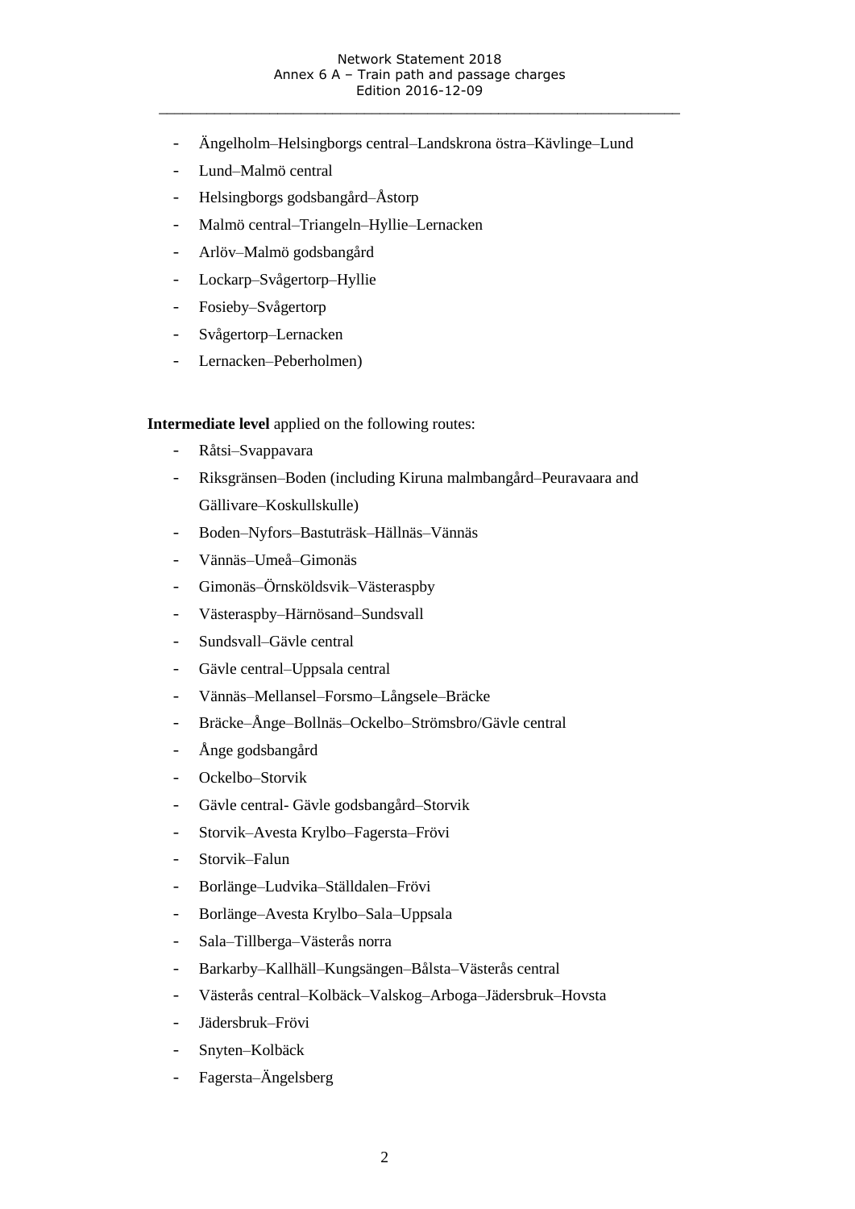- Ängelholm–Helsingborgs central–Landskrona östra–Kävlinge–Lund
- Lund–Malmö central
- Helsingborgs godsbangård–Åstorp
- Malmö central–Triangeln–Hyllie–Lernacken
- Arlöv–Malmö godsbangård
- Lockarp–Svågertorp–Hyllie
- Fosieby–Svågertorp
- Svågertorp–Lernacken
- Lernacken–Peberholmen)

**Intermediate level** applied on the following routes:

- Råtsi–Svappavara
- Riksgränsen–Boden (including Kiruna malmbangård–Peuravaara and Gällivare–Koskullskulle)
- Boden–Nyfors–Bastuträsk–Hällnäs–Vännäs
- Vännäs–Umeå–Gimonäs
- Gimonäs–Örnsköldsvik–Västeraspby
- Västeraspby–Härnösand–Sundsvall
- Sundsvall–Gävle central
- Gävle central–Uppsala central
- Vännäs–Mellansel–Forsmo–Långsele–Bräcke
- Bräcke–Ånge–Bollnäs–Ockelbo–Strömsbro/Gävle central
- Ånge godsbangård
- Ockelbo–Storvik
- Gävle central- Gävle godsbangård–Storvik
- Storvik–Avesta Krylbo–Fagersta–Frövi
- Storvik–Falun
- Borlänge–Ludvika–Ställdalen–Frövi
- Borlänge–Avesta Krylbo–Sala–Uppsala
- Sala–Tillberga–Västerås norra
- Barkarby–Kallhäll–Kungsängen–Bålsta–Västerås central
- Västerås central–Kolbäck–Valskog–Arboga–Jädersbruk–Hovsta
- Jädersbruk–Frövi
- Snyten–Kolbäck
- Fagersta–Ängelsberg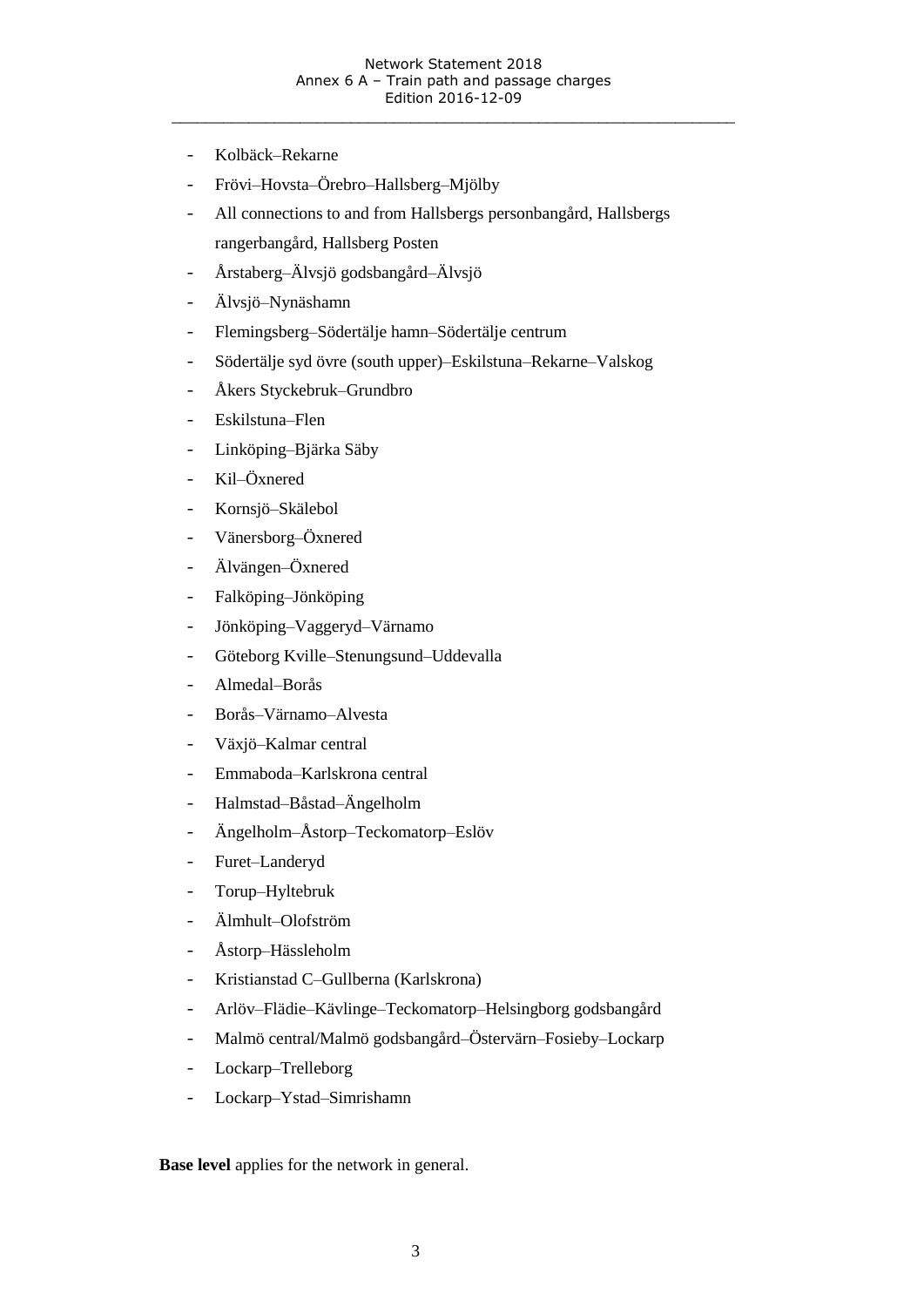- Kolbäck–Rekarne
- Frövi–Hovsta–Örebro–Hallsberg–Mjölby
- All connections to and from Hallsbergs personbangård, Hallsbergs rangerbangård, Hallsberg Posten
- Årstaberg–Älvsjö godsbangård–Älvsjö
- Älvsjö–Nynäshamn
- Flemingsberg–Södertälje hamn–Södertälje centrum
- Södertälje syd övre (south upper)–Eskilstuna–Rekarne–Valskog
- Åkers Styckebruk–Grundbro
- Eskilstuna–Flen
- Linköping–Bjärka Säby
- Kil–Öxnered
- Kornsjö–Skälebol
- Vänersborg–Öxnered
- Älvängen–Öxnered
- Falköping–Jönköping
- Jönköping–Vaggeryd–Värnamo
- Göteborg Kville–Stenungsund–Uddevalla
- Almedal–Borås
- Borås–Värnamo–Alvesta
- Växjö–Kalmar central
- Emmaboda–Karlskrona central
- Halmstad–Båstad–Ängelholm
- Ängelholm–Åstorp–Teckomatorp–Eslöv
- Furet–Landeryd
- Torup–Hyltebruk
- Älmhult–Olofström
- Åstorp–Hässleholm
- Kristianstad C–Gullberna (Karlskrona)
- Arlöv–Flädie–Kävlinge–Teckomatorp–Helsingborg godsbangård
- Malmö central/Malmö godsbangård–Östervärn–Fosieby–Lockarp
- Lockarp–Trelleborg
- Lockarp–Ystad–Simrishamn

**Base level** applies for the network in general.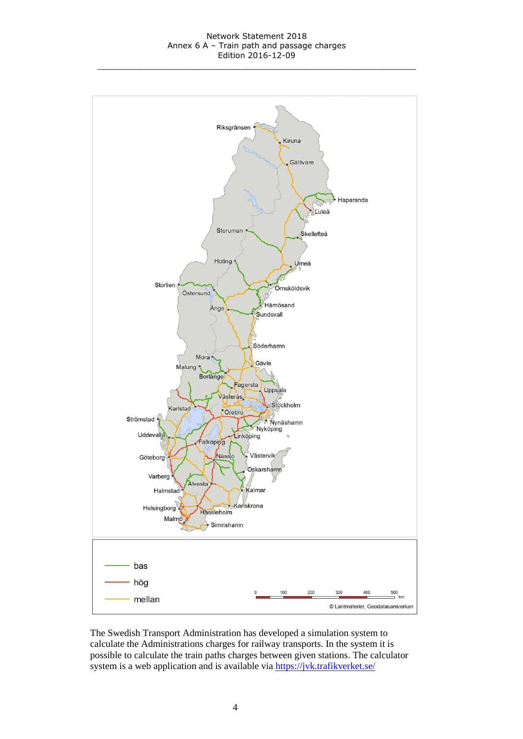bas

hög

mellan

The Swedish Transport Administration has developed a simulation system to calculate the Administrations charges for railway transports. In the system it is possible to calculate the train paths charges between given stations. The calculator system is a web application and is available via https://jvk.trafikverket.se/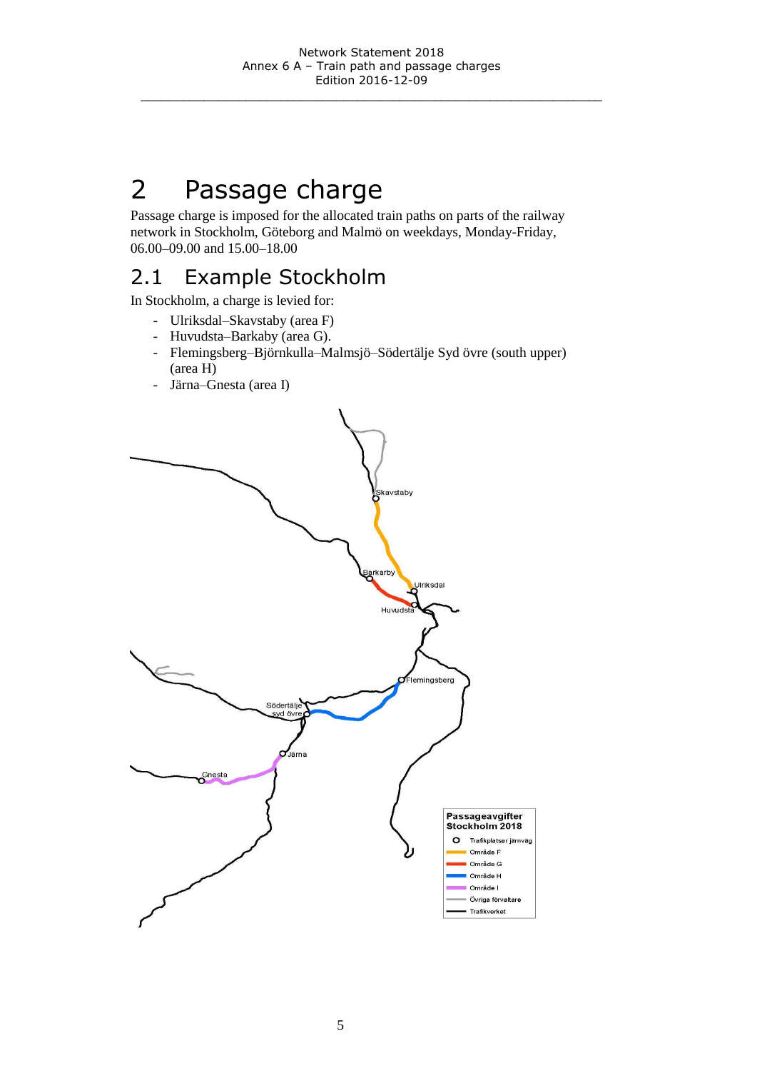# 2 Passage charge

Passage charge is imposed for the allocated train paths on parts of the railway network in Stockholm, Göteborg and Malmö on weekdays, Monday-Friday, 06.00–09.00 and 15.00–18.00

## 2.1 Example Stockholm

In Stockholm, a charge is levied for:

- Ulriksdal–Skavstaby (area F)
- Huvudsta–Barkaby (area G).
- Flemingsberg–Björnkulla–Malmsjö–Södertälje Syd övre (south upper) (area H)
- Järna–Gnesta (area I)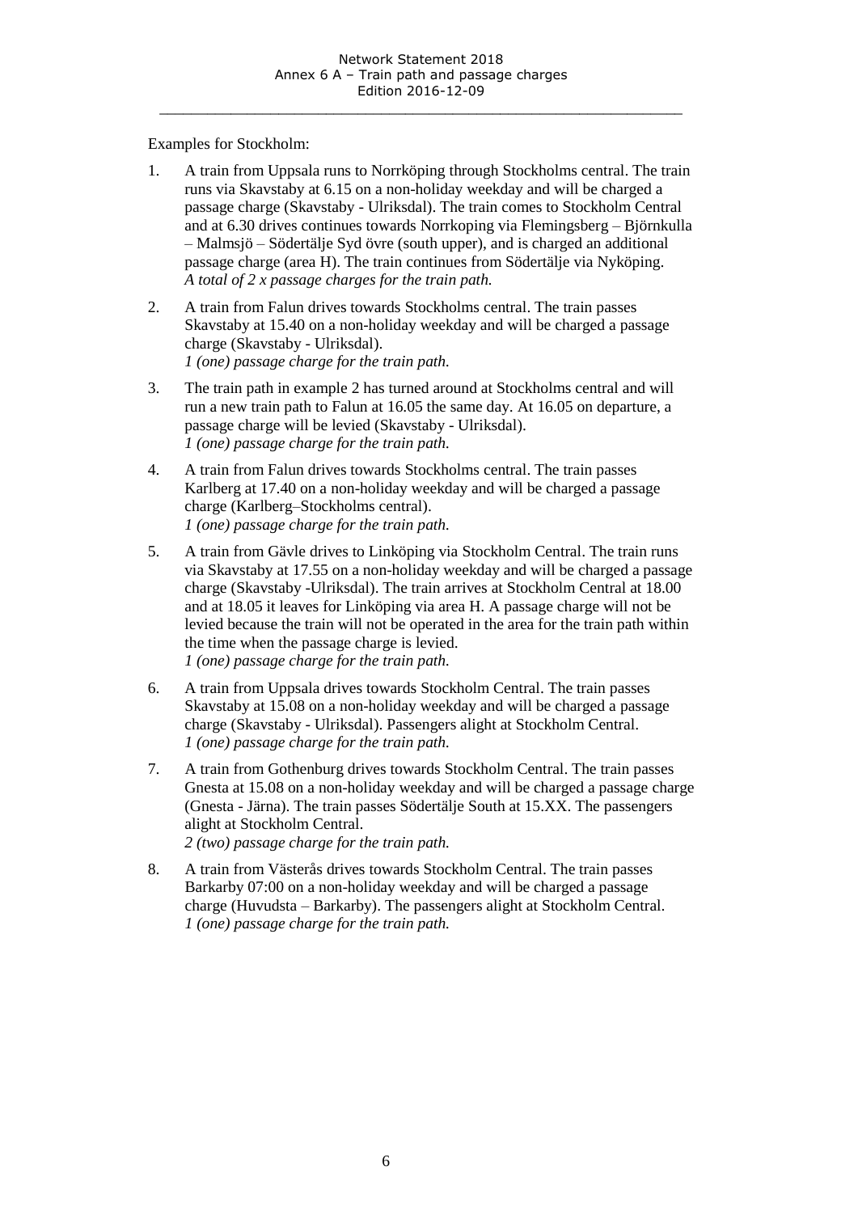Examples for Stockholm:

1. A train from Uppsala runs to Norrköping through Stockholms central. The train runs via Skavstaby at 6.15 on a non-holiday weekday and will be charged a passage charge (Skavstaby - Ulriksdal). The train comes to Stockholm Central and at 6.30 drives continues towards Norrkoping via Flemingsberg – Björnkulla – Malmsjö – Södertälje Syd övre (south upper), and is charged an additional passage charge (area H). The train continues from Södertälje via Nyköping. *A total of 2 x passage charges for the train path.*

2. A train from Falun drives towards Stockholms central. The train passes Skavstaby at 15.40 on a non-holiday weekday and will be charged a passage charge (Skavstaby - Ulriksdal).
*1 (one) passage charge for the train path.*

3. The train path in example 2 has turned around at Stockholms central and will run a new train path to Falun at 16.05 the same day. At 16.05 on departure, a passage charge will be levied (Skavstaby - Ulriksdal).
*1 (one) passage charge for the train path.*

4. A train from Falun drives towards Stockholms central. The train passes Karlberg at 17.40 on a non-holiday weekday and will be charged a passage charge (Karlberg–Stockholms central).
*1 (one) passage charge for the train path.*

5. A train from Gävle drives to Linköping via Stockholm Central. The train runs via Skavstaby at 17.55 on a non-holiday weekday and will be charged a passage charge (Skavstaby -Ulriksdal). The train arrives at Stockholm Central at 18.00 and at 18.05 it leaves for Linköping via area H. A passage charge will not be levied because the train will not be operated in the area for the train path within the time when the passage charge is levied.
*1 (one) passage charge for the train path.*

6. A train from Uppsala drives towards Stockholm Central. The train passes Skavstaby at 15.08 on a non-holiday weekday and will be charged a passage charge (Skavstaby - Ulriksdal). Passengers alight at Stockholm Central.
*1 (one) passage charge for the train path.*

7. A train from Gothenburg drives towards Stockholm Central. The train passes Gnesta at 15.08 on a non-holiday weekday and will be charged a passage charge (Gnesta - Järna). The train passes Södertälje South at 15.XX. The passengers alight at Stockholm Central.
*2 (two) passage charge for the train path.*

8. A train from Västerås drives towards Stockholm Central. The train passes Barkarby 07:00 on a non-holiday weekday and will be charged a passage charge (Huvudsta – Barkarby). The passengers alight at Stockholm Central.
*1 (one) passage charge for the train path.*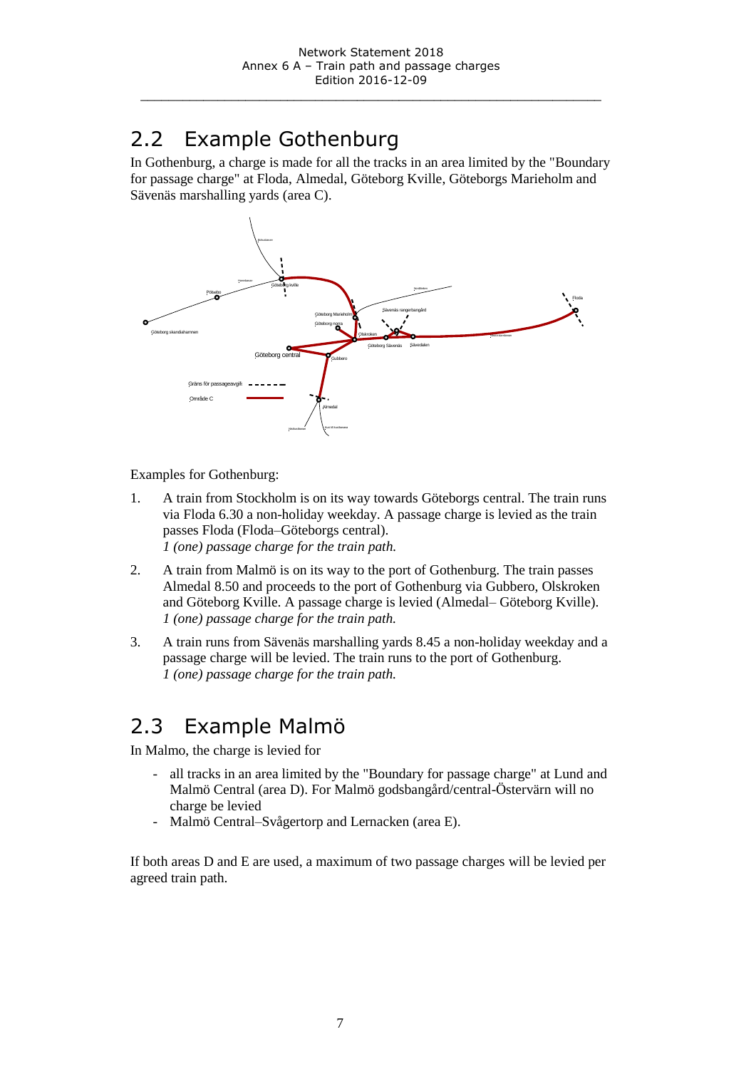## 2.2 Example Gothenburg

In Gothenburg, a charge is made for all the tracks in an area limited by the "Boundary for passage charge" at Floda, Almedal, Göteborg Kville, Göteborgs Marieholm and Sävenäs marshalling yards (area C).

Examples for Gothenburg:

1. A train from Stockholm is on its way towards Göteborgs central. The train runs via Floda 6.30 a non-holiday weekday. A passage charge is levied as the train passes Floda (Floda–Göteborgs central).
   *1 (one) passage charge for the train path.*

2. A train from Malmö is on its way to the port of Gothenburg. The train passes Almedal 8.50 and proceeds to the port of Gothenburg via Gubbero, Olskroken and Göteborg Kville. A passage charge is levied (Almedal– Göteborg Kville).
   *1 (one) passage charge for the train path.*

3. A train runs from Sävenäs marshalling yards 8.45 a non-holiday weekday and a passage charge will be levied. The train runs to the port of Gothenburg.
   *1 (one) passage charge for the train path.*

## 2.3 Example Malmö

In Malmo, the charge is levied for

- all tracks in an area limited by the "Boundary for passage charge" at Lund and Malmö Central (area D). For Malmö godsbangård/central-Östervärn will no charge be levied
- Malmö Central–Svågertorp and Lernacken (area E).

If both areas D and E are used, a maximum of two passage charges will be levied per agreed train path.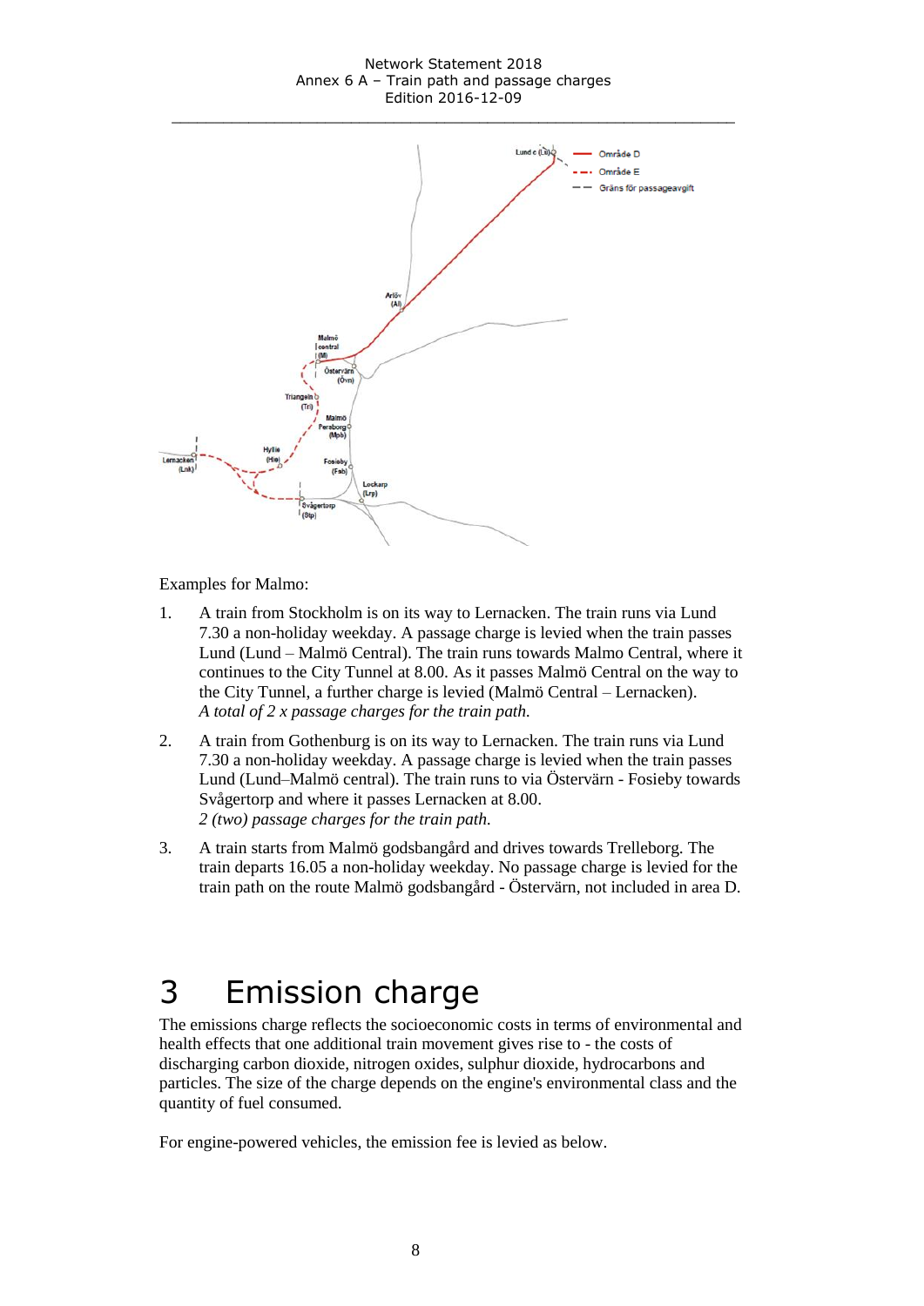Examples for Malmo:

1. A train from Stockholm is on its way to Lernacken. The train runs via Lund 7.30 a non-holiday weekday. A passage charge is levied when the train passes Lund (Lund – Malmö Central). The train runs towards Malmo Central, where it continues to the City Tunnel at 8.00. As it passes Malmö Central on the way to the City Tunnel, a further charge is levied (Malmö Central – Lernacken).
*A total of 2 x passage charges for the train path.*

2. A train from Gothenburg is on its way to Lernacken. The train runs via Lund 7.30 a non-holiday weekday. A passage charge is levied when the train passes Lund (Lund–Malmö central). The train runs to via Östervärn - Fosieby towards Svågertorp and where it passes Lernacken at 8.00.
*2 (two) passage charges for the train path.*

3. A train starts from Malmö godsbangård and drives towards Trelleborg. The train departs 16.05 a non-holiday weekday. No passage charge is levied for the train path on the route Malmö godsbangård - Östervärn, not included in area D.

# 3 Emission charge

The emissions charge reflects the socioeconomic costs in terms of environmental and health effects that one additional train movement gives rise to - the costs of discharging carbon dioxide, nitrogen oxides, sulphur dioxide, hydrocarbons and particles. The size of the charge depends on the engine's environmental class and the quantity of fuel consumed.

For engine-powered vehicles, the emission fee is levied as below.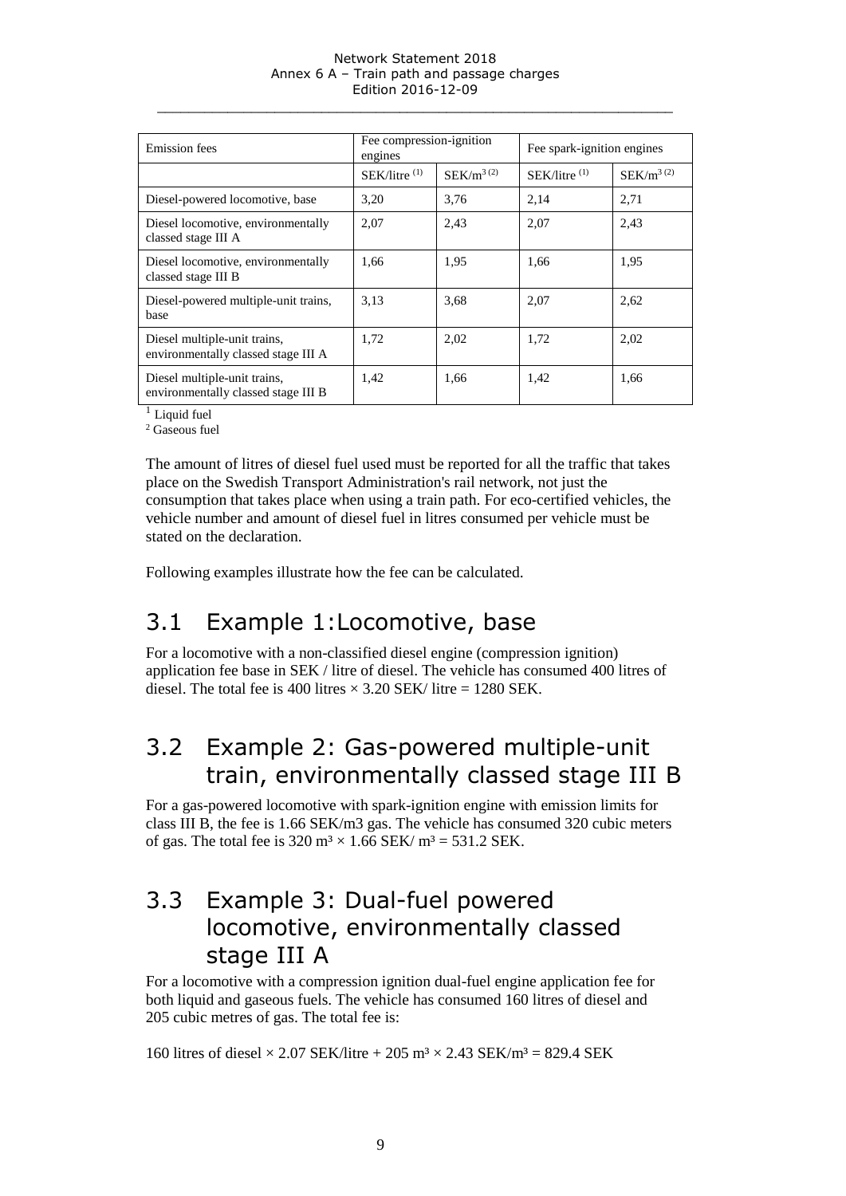| Emission fees | Fee compression-ignition engines | | Fee spark-ignition engines | |
|---|---|---|---|---|
| | SEK/litre [1] | SEK/m$^3$ [2] | SEK/litre [1] | SEK/m$^3$ [2] |
| Diesel-powered locomotive, base | 3,20 | 3,76 | 2,14 | 2,71 |
| Diesel locomotive, environmentally classed stage III A | 2,07 | 2,43 | 2,07 | 2,43 |
| Diesel locomotive, environmentally classed stage III B | 1,66 | 1,95 | 1,66 | 1,95 |
| Diesel-powered multiple-unit trains, base | 3,13 | 3,68 | 2,07 | 2,62 |
| Diesel multiple-unit trains, environmentally classed stage III A | 1,72 | 2,02 | 1,72 | 2,02 |
| Diesel multiple-unit trains, environmentally classed stage III B | 1,42 | 1,66 | 1,42 | 1,66 |

[1] Liquid fuel

[2] Gaseous fuel

The amount of litres of diesel fuel used must be reported for all the traffic that takes place on the Swedish Transport Administration's rail network, not just the consumption that takes place when using a train path. For eco-certified vehicles, the vehicle number and amount of diesel fuel in litres consumed per vehicle must be stated on the declaration.

Following examples illustrate how the fee can be calculated.

## 3.1 Example 1:Locomotive, base

For a locomotive with a non-classified diesel engine (compression ignition) application fee base in SEK / litre of diesel. The vehicle has consumed 400 litres of diesel. The total fee is 400 litres × 3.20 SEK/ litre = 1280 SEK.

## 3.2 Example 2: Gas-powered multiple-unit train, environmentally classed stage III B

For a gas-powered locomotive with spark-ignition engine with emission limits for class III B, the fee is 1.66 SEK/m3 gas. The vehicle has consumed 320 cubic meters of gas. The total fee is 320 m³ × 1.66 SEK/ m³ = 531.2 SEK.

## 3.3 Example 3: Dual-fuel powered locomotive, environmentally classed stage III A

For a locomotive with a compression ignition dual-fuel engine application fee for both liquid and gaseous fuels. The vehicle has consumed 160 litres of diesel and 205 cubic metres of gas. The total fee is:

160 litres of diesel × 2.07 SEK/litre + 205 m³ × 2.43 SEK/m³ = 829.4 SEK